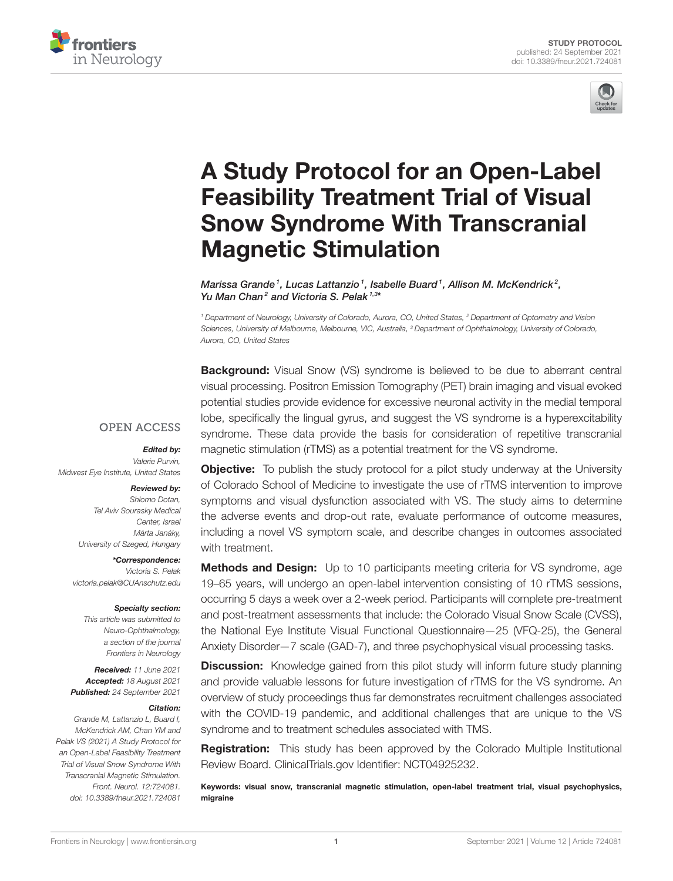STUDY PROTOCOL
published: 24 September 2021
doi: 10.3389/fneur.2021.724081

# A Study Protocol for an Open-Label Feasibility Treatment Trial of Visual Snow Syndrome With Transcranial Magnetic Stimulation

*Marissa Grande[1], Lucas Lattanzio[1], Isabelle Buard[1], Allison M. McKendrick[2], Yu Man Chan[2] and Victoria S. Pelak[1,3]\**

[1] Department of Neurology, University of Colorado, Aurora, CO, United States, [2] Department of Optometry and Vision Sciences, University of Melbourne, Melbourne, VIC, Australia, [3] Department of Ophthalmology, University of Colorado, Aurora, CO, United States

OPEN ACCESS

***Edited by:***
*Valerie Purvin,*
*Midwest Eye Institute, United States*

***Reviewed by:***
*Shlomo Dotan,*
*Tel Aviv Sourasky Medical Center, Israel*
*Márta Janáky,*
*University of Szeged, Hungary*

***\*Correspondence:***
*Victoria S. Pelak*
*victoria.pelak@CUAnschutz.edu*

***Specialty section:***
*This article was submitted to Neuro-Ophthalmology, a section of the journal Frontiers in Neurology*

***Received:*** *11 June 2021*
***Accepted:*** *18 August 2021*
***Published:*** *24 September 2021*

***Citation:***
*Grande M, Lattanzio L, Buard I, McKendrick AM, Chan YM and Pelak VS (2021) A Study Protocol for an Open-Label Feasibility Treatment Trial of Visual Snow Syndrome With Transcranial Magnetic Stimulation. Front. Neurol. 12:724081. doi: 10.3389/fneur.2021.724081*

**Background:** Visual Snow (VS) syndrome is believed to be due to aberrant central visual processing. Positron Emission Tomography (PET) brain imaging and visual evoked potential studies provide evidence for excessive neuronal activity in the medial temporal lobe, specifically the lingual gyrus, and suggest the VS syndrome is a hyperexcitability syndrome. These data provide the basis for consideration of repetitive transcranial magnetic stimulation (rTMS) as a potential treatment for the VS syndrome.

**Objective:** To publish the study protocol for a pilot study underway at the University of Colorado School of Medicine to investigate the use of rTMS intervention to improve symptoms and visual dysfunction associated with VS. The study aims to determine the adverse events and drop-out rate, evaluate performance of outcome measures, including a novel VS symptom scale, and describe changes in outcomes associated with treatment.

**Methods and Design:** Up to 10 participants meeting criteria for VS syndrome, age 19–65 years, will undergo an open-label intervention consisting of 10 rTMS sessions, occurring 5 days a week over a 2-week period. Participants will complete pre-treatment and post-treatment assessments that include: the Colorado Visual Snow Scale (CVSS), the National Eye Institute Visual Functional Questionnaire—25 (VFQ-25), the General Anxiety Disorder—7 scale (GAD-7), and three psychophysical visual processing tasks.

**Discussion:** Knowledge gained from this pilot study will inform future study planning and provide valuable lessons for future investigation of rTMS for the VS syndrome. An overview of study proceedings thus far demonstrates recruitment challenges associated with the COVID-19 pandemic, and additional challenges that are unique to the VS syndrome and to treatment schedules associated with TMS.

**Registration:** This study has been approved by the Colorado Multiple Institutional Review Board. ClinicalTrials.gov Identifier: NCT04925232.

**Keywords: visual snow, transcranial magnetic stimulation, open-label treatment trial, visual psychophysics, migraine**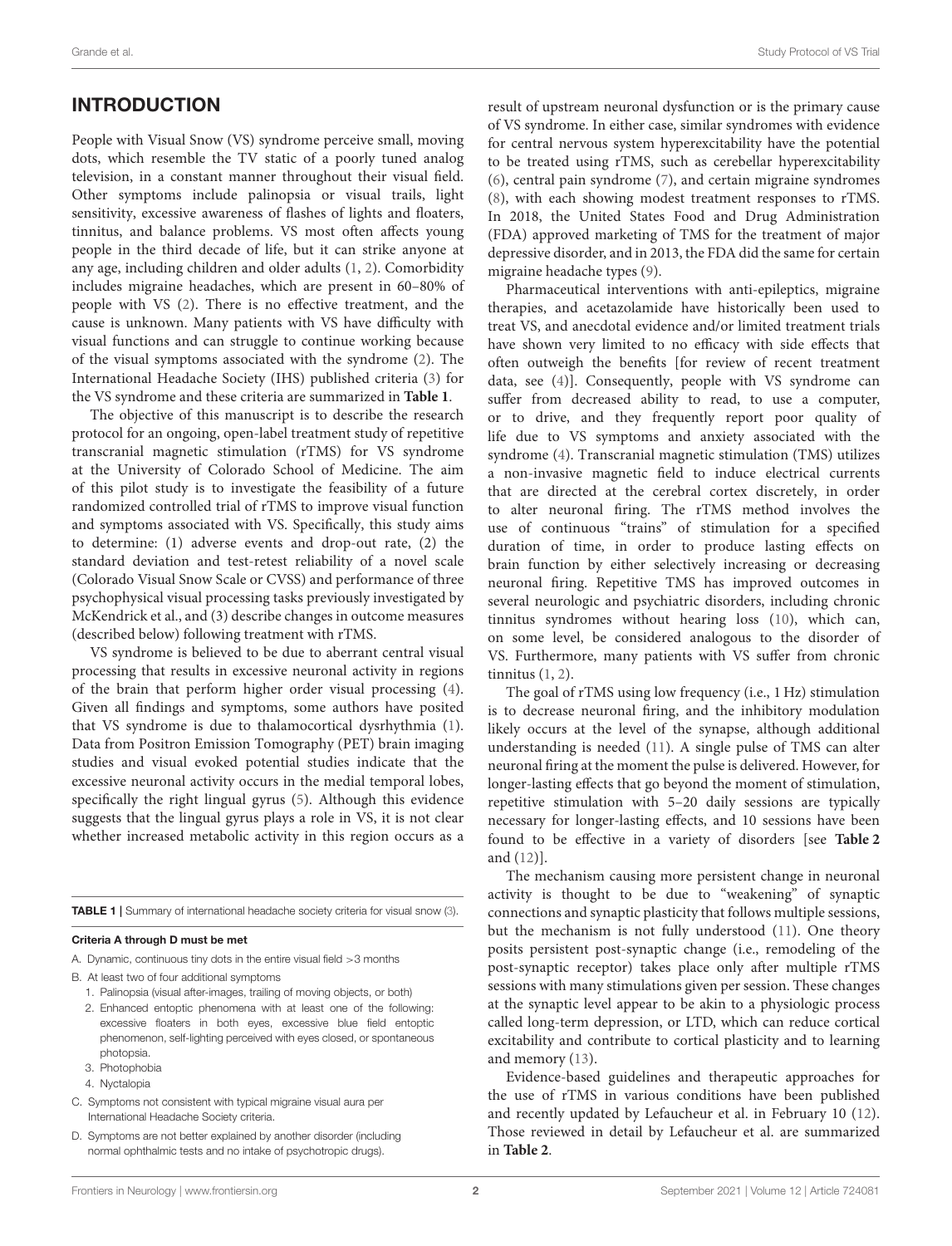## INTRODUCTION

People with Visual Snow (VS) syndrome perceive small, moving dots, which resemble the TV static of a poorly tuned analog television, in a constant manner throughout their visual field. Other symptoms include palinopsia or visual trails, light sensitivity, excessive awareness of flashes of lights and floaters, tinnitus, and balance problems. VS most often affects young people in the third decade of life, but it can strike anyone at any age, including children and older adults (1, 2). Comorbidity includes migraine headaches, which are present in 60–80% of people with VS (2). There is no effective treatment, and the cause is unknown. Many patients with VS have difficulty with visual functions and can struggle to continue working because of the visual symptoms associated with the syndrome (2). The International Headache Society (IHS) published criteria (3) for the VS syndrome and these criteria are summarized in **Table 1**.

The objective of this manuscript is to describe the research protocol for an ongoing, open-label treatment study of repetitive transcranial magnetic stimulation (rTMS) for VS syndrome at the University of Colorado School of Medicine. The aim of this pilot study is to investigate the feasibility of a future randomized controlled trial of rTMS to improve visual function and symptoms associated with VS. Specifically, this study aims to determine: (1) adverse events and drop-out rate, (2) the standard deviation and test-retest reliability of a novel scale (Colorado Visual Snow Scale or CVSS) and performance of three psychophysical visual processing tasks previously investigated by McKendrick et al., and (3) describe changes in outcome measures (described below) following treatment with rTMS.

VS syndrome is believed to be due to aberrant central visual processing that results in excessive neuronal activity in regions of the brain that perform higher order visual processing (4). Given all findings and symptoms, some authors have posited that VS syndrome is due to thalamocortical dysrhythmia (1). Data from Positron Emission Tomography (PET) brain imaging studies and visual evoked potential studies indicate that the excessive neuronal activity occurs in the medial temporal lobes, specifically the right lingual gyrus (5). Although this evidence suggests that the lingual gyrus plays a role in VS, it is not clear whether increased metabolic activity in this region occurs as a

**TABLE 1** | Summary of international headache society criteria for visual snow (3).

**Criteria A through D must be met**

- A. Dynamic, continuous tiny dots in the entire visual field >3 months
- B. At least two of four additional symptoms
  1. Palinopsia (visual after-images, trailing of moving objects, or both)
  2. Enhanced entoptic phenomena with at least one of the following: excessive floaters in both eyes, excessive blue field entoptic phenomenon, self-lighting perceived with eyes closed, or spontaneous photopsia.
  3. Photophobia
  4. Nyctalopia
- C. Symptoms not consistent with typical migraine visual aura per International Headache Society criteria.
- D. Symptoms are not better explained by another disorder (including normal ophthalmic tests and no intake of psychotropic drugs).

result of upstream neuronal dysfunction or is the primary cause of VS syndrome. In either case, similar syndromes with evidence for central nervous system hyperexcitability have the potential to be treated using rTMS, such as cerebellar hyperexcitability (6), central pain syndrome (7), and certain migraine syndromes (8), with each showing modest treatment responses to rTMS. In 2018, the United States Food and Drug Administration (FDA) approved marketing of TMS for the treatment of major depressive disorder, and in 2013, the FDA did the same for certain migraine headache types (9).

Pharmaceutical interventions with anti-epileptics, migraine therapies, and acetazolamide have historically been used to treat VS, and anecdotal evidence and/or limited treatment trials have shown very limited to no efficacy with side effects that often outweigh the benefits [for review of recent treatment data, see (4)]. Consequently, people with VS syndrome can suffer from decreased ability to read, to use a computer, or to drive, and they frequently report poor quality of life due to VS symptoms and anxiety associated with the syndrome (4). Transcranial magnetic stimulation (TMS) utilizes a non-invasive magnetic field to induce electrical currents that are directed at the cerebral cortex discretely, in order to alter neuronal firing. The rTMS method involves the use of continuous "trains" of stimulation for a specified duration of time, in order to produce lasting effects on brain function by either selectively increasing or decreasing neuronal firing. Repetitive TMS has improved outcomes in several neurologic and psychiatric disorders, including chronic tinnitus syndromes without hearing loss (10), which can, on some level, be considered analogous to the disorder of VS. Furthermore, many patients with VS suffer from chronic tinnitus (1, 2).

The goal of rTMS using low frequency (i.e., 1 Hz) stimulation is to decrease neuronal firing, and the inhibitory modulation likely occurs at the level of the synapse, although additional understanding is needed (11). A single pulse of TMS can alter neuronal firing at the moment the pulse is delivered. However, for longer-lasting effects that go beyond the moment of stimulation, repetitive stimulation with 5–20 daily sessions are typically necessary for longer-lasting effects, and 10 sessions have been found to be effective in a variety of disorders [see **Table 2** and (12)].

The mechanism causing more persistent change in neuronal activity is thought to be due to "weakening" of synaptic connections and synaptic plasticity that follows multiple sessions, but the mechanism is not fully understood (11). One theory posits persistent post-synaptic change (i.e., remodeling of the post-synaptic receptor) takes place only after multiple rTMS sessions with many stimulations given per session. These changes at the synaptic level appear to be akin to a physiologic process called long-term depression, or LTD, which can reduce cortical excitability and contribute to cortical plasticity and to learning and memory (13).

Evidence-based guidelines and therapeutic approaches for the use of rTMS in various conditions have been published and recently updated by Lefaucheur et al. in February 10 (12). Those reviewed in detail by Lefaucheur et al. are summarized in **Table 2**.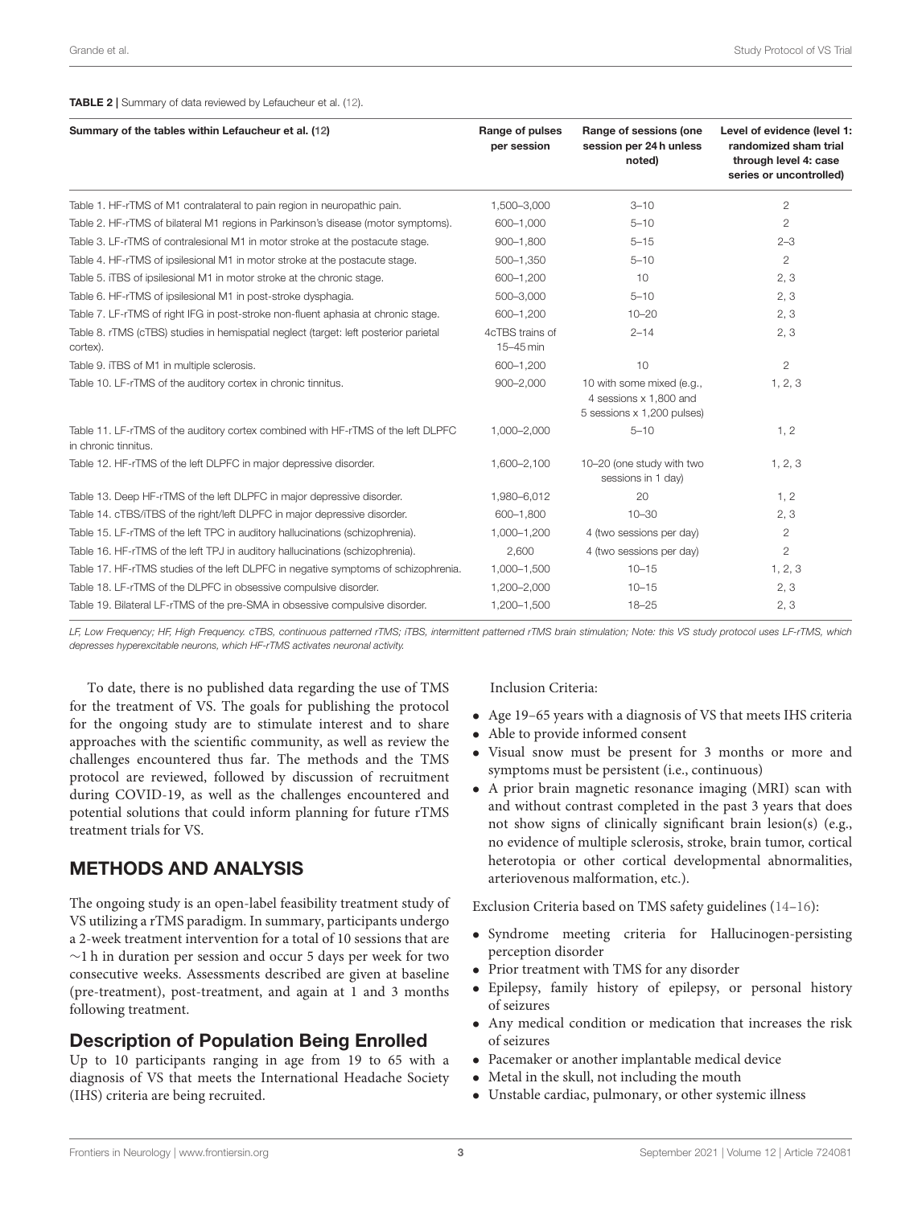**TABLE 2 |** Summary of data reviewed by Lefaucheur et al. (12).

| Summary of the tables within Lefaucheur et al. (12) | Range of pulses per session | Range of sessions (one session per 24 h unless noted) | Level of evidence (level 1: randomized sham trial through level 4: case series or uncontrolled) |
|---|---|---|---|
| Table 1. HF-rTMS of M1 contralateral to pain region in neuropathic pain. | 1,500–3,000 | 3–10 | 2 |
| Table 2. HF-rTMS of bilateral M1 regions in Parkinson's disease (motor symptoms). | 600–1,000 | 5–10 | 2 |
| Table 3. LF-rTMS of contralesional M1 in motor stroke at the postacute stage. | 900–1,800 | 5–15 | 2–3 |
| Table 4. HF-rTMS of ipsilesional M1 in motor stroke at the postacute stage. | 500–1,350 | 5–10 | 2 |
| Table 5. iTBS of ipsilesional M1 in motor stroke at the chronic stage. | 600–1,200 | 10 | 2, 3 |
| Table 6. HF-rTMS of ipsilesional M1 in post-stroke dysphagia. | 500–3,000 | 5–10 | 2, 3 |
| Table 7. LF-rTMS of right IFG in post-stroke non-fluent aphasia at chronic stage. | 600–1,200 | 10–20 | 2, 3 |
| Table 8. rTMS (cTBS) studies in hemispatial neglect (target: left posterior parietal cortex). | 4cTBS trains of 15–45 min | 2–14 | 2, 3 |
| Table 9. iTBS of M1 in multiple sclerosis. | 600–1,200 | 10 | 2 |
| Table 10. LF-rTMS of the auditory cortex in chronic tinnitus. | 900–2,000 | 10 with some mixed (e.g., 4 sessions x 1,800 and 5 sessions x 1,200 pulses) | 1, 2, 3 |
| Table 11. LF-rTMS of the auditory cortex combined with HF-rTMS of the left DLPFC in chronic tinnitus. | 1,000–2,000 | 5–10 | 1, 2 |
| Table 12. HF-rTMS of the left DLPFC in major depressive disorder. | 1,600–2,100 | 10–20 (one study with two sessions in 1 day) | 1, 2, 3 |
| Table 13. Deep HF-rTMS of the left DLPFC in major depressive disorder. | 1,980–6,012 | 20 | 1, 2 |
| Table 14. cTBS/iTBS of the right/left DLPFC in major depressive disorder. | 600–1,800 | 10–30 | 2, 3 |
| Table 15. LF-rTMS of the left TPC in auditory hallucinations (schizophrenia). | 1,000–1,200 | 4 (two sessions per day) | 2 |
| Table 16. HF-rTMS of the left TPJ in auditory hallucinations (schizophrenia). | 2,600 | 4 (two sessions per day) | 2 |
| Table 17. HF-rTMS studies of the left DLPFC in negative symptoms of schizophrenia. | 1,000–1,500 | 10–15 | 1, 2, 3 |
| Table 18. LF-rTMS of the DLPFC in obsessive compulsive disorder. | 1,200–2,000 | 10–15 | 2, 3 |
| Table 19. Bilateral LF-rTMS of the pre-SMA in obsessive compulsive disorder. | 1,200–1,500 | 18–25 | 2, 3 |

*LF, Low Frequency; HF, High Frequency. cTBS, continuous patterned rTMS; iTBS, intermittent patterned rTMS brain stimulation; Note: this VS study protocol uses LF-rTMS, which depresses hyperexcitable neurons, which HF-rTMS activates neuronal activity.*

To date, there is no published data regarding the use of TMS for the treatment of VS. The goals for publishing the protocol for the ongoing study are to stimulate interest and to share approaches with the scientific community, as well as review the challenges encountered thus far. The methods and the TMS protocol are reviewed, followed by discussion of recruitment during COVID-19, as well as the challenges encountered and potential solutions that could inform planning for future rTMS treatment trials for VS.

## METHODS AND ANALYSIS

The ongoing study is an open-label feasibility treatment study of VS utilizing a rTMS paradigm. In summary, participants undergo a 2-week treatment intervention for a total of 10 sessions that are ~1 h in duration per session and occur 5 days per week for two consecutive weeks. Assessments described are given at baseline (pre-treatment), post-treatment, and again at 1 and 3 months following treatment.

### Description of Population Being Enrolled

Up to 10 participants ranging in age from 19 to 65 with a diagnosis of VS that meets the International Headache Society (IHS) criteria are being recruited.

Inclusion Criteria:

- Age 19–65 years with a diagnosis of VS that meets IHS criteria
- Able to provide informed consent
- Visual snow must be present for 3 months or more and symptoms must be persistent (i.e., continuous)
- A prior brain magnetic resonance imaging (MRI) scan with and without contrast completed in the past 3 years that does not show signs of clinically significant brain lesion(s) (e.g., no evidence of multiple sclerosis, stroke, brain tumor, cortical heterotopia or other cortical developmental abnormalities, arteriovenous malformation, etc.).

Exclusion Criteria based on TMS safety guidelines (14–16):

- Syndrome meeting criteria for Hallucinogen-persisting perception disorder
- Prior treatment with TMS for any disorder
- Epilepsy, family history of epilepsy, or personal history of seizures
- Any medical condition or medication that increases the risk of seizures
- Pacemaker or another implantable medical device
- Metal in the skull, not including the mouth
- Unstable cardiac, pulmonary, or other systemic illness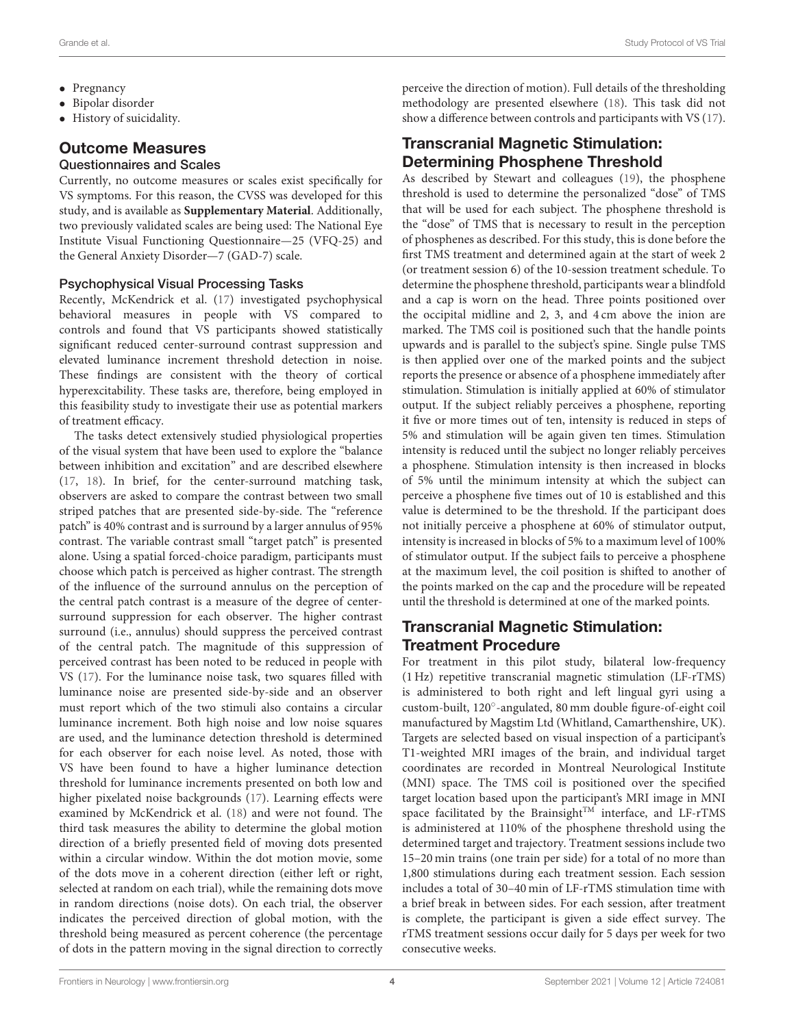- Pregnancy
- Bipolar disorder
- History of suicidality.

## Outcome Measures

### Questionnaires and Scales

Currently, no outcome measures or scales exist specifically for VS symptoms. For this reason, the CVSS was developed for this study, and is available as **Supplementary Material**. Additionally, two previously validated scales are being used: The National Eye Institute Visual Functioning Questionnaire—25 (VFQ-25) and the General Anxiety Disorder—7 (GAD-7) scale.

### Psychophysical Visual Processing Tasks

Recently, McKendrick et al. (17) investigated psychophysical behavioral measures in people with VS compared to controls and found that VS participants showed statistically significant reduced center-surround contrast suppression and elevated luminance increment threshold detection in noise. These findings are consistent with the theory of cortical hyperexcitability. These tasks are, therefore, being employed in this feasibility study to investigate their use as potential markers of treatment efficacy.

The tasks detect extensively studied physiological properties of the visual system that have been used to explore the "balance between inhibition and excitation" and are described elsewhere (17, 18). In brief, for the center-surround matching task, observers are asked to compare the contrast between two small striped patches that are presented side-by-side. The "reference patch" is 40% contrast and is surround by a larger annulus of 95% contrast. The variable contrast small "target patch" is presented alone. Using a spatial forced-choice paradigm, participants must choose which patch is perceived as higher contrast. The strength of the influence of the surround annulus on the perception of the central patch contrast is a measure of the degree of center-surround suppression for each observer. The higher contrast surround (i.e., annulus) should suppress the perceived contrast of the central patch. The magnitude of this suppression of perceived contrast has been noted to be reduced in people with VS (17). For the luminance noise task, two squares filled with luminance noise are presented side-by-side and an observer must report which of the two stimuli also contains a circular luminance increment. Both high noise and low noise squares are used, and the luminance detection threshold is determined for each observer for each noise level. As noted, those with VS have been found to have a higher luminance detection threshold for luminance increments presented on both low and higher pixelated noise backgrounds (17). Learning effects were examined by McKendrick et al. (18) and were not found. The third task measures the ability to determine the global motion direction of a briefly presented field of moving dots presented within a circular window. Within the dot motion movie, some of the dots move in a coherent direction (either left or right, selected at random on each trial), while the remaining dots move in random directions (noise dots). On each trial, the observer indicates the perceived direction of global motion, with the threshold being measured as percent coherence (the percentage of dots in the pattern moving in the signal direction to correctly perceive the direction of motion). Full details of the thresholding methodology are presented elsewhere (18). This task did not show a difference between controls and participants with VS (17).

## Transcranial Magnetic Stimulation: Determining Phosphene Threshold

As described by Stewart and colleagues (19), the phosphene threshold is used to determine the personalized "dose" of TMS that will be used for each subject. The phosphene threshold is the "dose" of TMS that is necessary to result in the perception of phosphenes as described. For this study, this is done before the first TMS treatment and determined again at the start of week 2 (or treatment session 6) of the 10-session treatment schedule. To determine the phosphene threshold, participants wear a blindfold and a cap is worn on the head. Three points positioned over the occipital midline and 2, 3, and 4 cm above the inion are marked. The TMS coil is positioned such that the handle points upwards and is parallel to the subject's spine. Single pulse TMS is then applied over one of the marked points and the subject reports the presence or absence of a phosphene immediately after stimulation. Stimulation is initially applied at 60% of stimulator output. If the subject reliably perceives a phosphene, reporting it five or more times out of ten, intensity is reduced in steps of 5% and stimulation will be again given ten times. Stimulation intensity is reduced until the subject no longer reliably perceives a phosphene. Stimulation intensity is then increased in blocks of 5% until the minimum intensity at which the subject can perceive a phosphene five times out of 10 is established and this value is determined to be the threshold. If the participant does not initially perceive a phosphene at 60% of stimulator output, intensity is increased in blocks of 5% to a maximum level of 100% of stimulator output. If the subject fails to perceive a phosphene at the maximum level, the coil position is shifted to another of the points marked on the cap and the procedure will be repeated until the threshold is determined at one of the marked points.

## Transcranial Magnetic Stimulation: Treatment Procedure

For treatment in this pilot study, bilateral low-frequency (1 Hz) repetitive transcranial magnetic stimulation (LF-rTMS) is administered to both right and left lingual gyri using a custom-built, 120°-angulated, 80 mm double figure-of-eight coil manufactured by Magstim Ltd (Whitland, Camarthenshire, UK). Targets are selected based on visual inspection of a participant's T1-weighted MRI images of the brain, and individual target coordinates are recorded in Montreal Neurological Institute (MNI) space. The TMS coil is positioned over the specified target location based upon the participant's MRI image in MNI space facilitated by the Brainsight™ interface, and LF-rTMS is administered at 110% of the phosphene threshold using the determined target and trajectory. Treatment sessions include two 15–20 min trains (one train per side) for a total of no more than 1,800 stimulations during each treatment session. Each session includes a total of 30–40 min of LF-rTMS stimulation time with a brief break in between sides. For each session, after treatment is complete, the participant is given a side effect survey. The rTMS treatment sessions occur daily for 5 days per week for two consecutive weeks.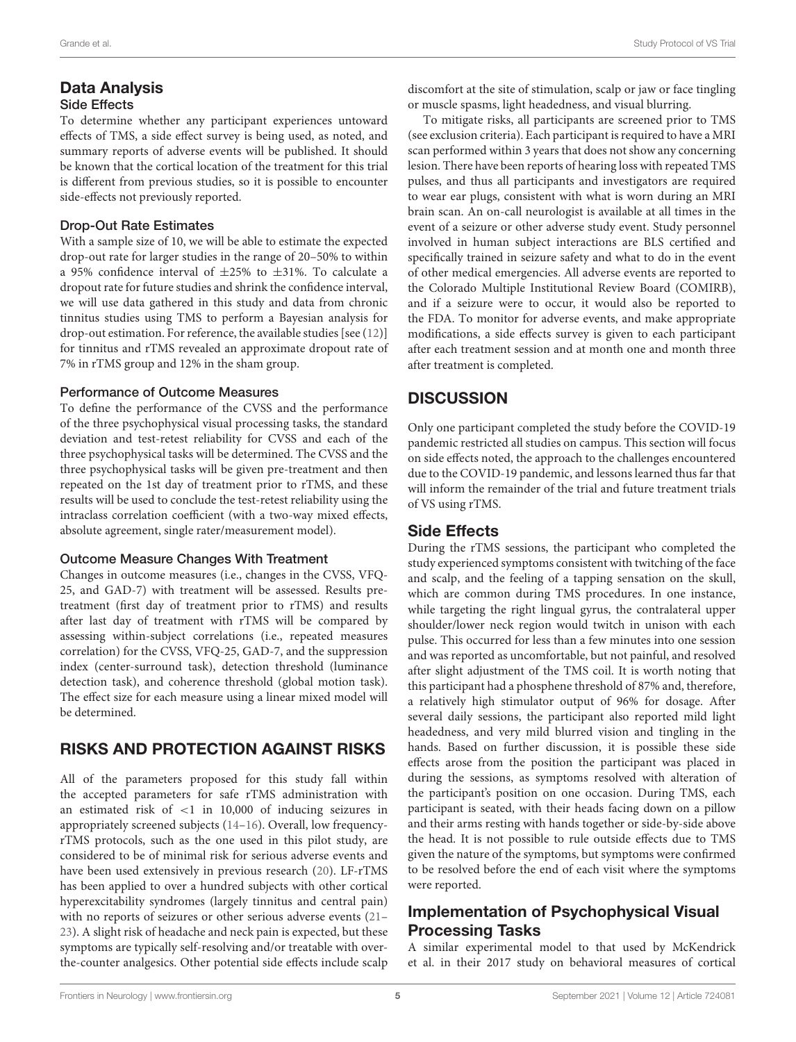## Data Analysis

### Side Effects

To determine whether any participant experiences untoward effects of TMS, a side effect survey is being used, as noted, and summary reports of adverse events will be published. It should be known that the cortical location of the treatment for this trial is different from previous studies, so it is possible to encounter side-effects not previously reported.

### Drop-Out Rate Estimates

With a sample size of 10, we will be able to estimate the expected drop-out rate for larger studies in the range of 20–50% to within a 95% confidence interval of ±25% to ±31%. To calculate a dropout rate for future studies and shrink the confidence interval, we will use data gathered in this study and data from chronic tinnitus studies using TMS to perform a Bayesian analysis for drop-out estimation. For reference, the available studies [see (12)] for tinnitus and rTMS revealed an approximate dropout rate of 7% in rTMS group and 12% in the sham group.

### Performance of Outcome Measures

To define the performance of the CVSS and the performance of the three psychophysical visual processing tasks, the standard deviation and test-retest reliability for CVSS and each of the three psychophysical tasks will be determined. The CVSS and the three psychophysical tasks will be given pre-treatment and then repeated on the 1st day of treatment prior to rTMS, and these results will be used to conclude the test-retest reliability using the intraclass correlation coefficient (with a two-way mixed effects, absolute agreement, single rater/measurement model).

### Outcome Measure Changes With Treatment

Changes in outcome measures (i.e., changes in the CVSS, VFQ-25, and GAD-7) with treatment will be assessed. Results pre-treatment (first day of treatment prior to rTMS) and results after last day of treatment with rTMS will be compared by assessing within-subject correlations (i.e., repeated measures correlation) for the CVSS, VFQ-25, GAD-7, and the suppression index (center-surround task), detection threshold (luminance detection task), and coherence threshold (global motion task). The effect size for each measure using a linear mixed model will be determined.

## RISKS AND PROTECTION AGAINST RISKS

All of the parameters proposed for this study fall within the accepted parameters for safe rTMS administration with an estimated risk of <1 in 10,000 of inducing seizures in appropriately screened subjects (14–16). Overall, low frequency-rTMS protocols, such as the one used in this pilot study, are considered to be of minimal risk for serious adverse events and have been used extensively in previous research (20). LF-rTMS has been applied to over a hundred subjects with other cortical hyperexcitability syndromes (largely tinnitus and central pain) with no reports of seizures or other serious adverse events (21–23). A slight risk of headache and neck pain is expected, but these symptoms are typically self-resolving and/or treatable with over-the-counter analgesics. Other potential side effects include scalp discomfort at the site of stimulation, scalp or jaw or face tingling or muscle spasms, light headedness, and visual blurring.

To mitigate risks, all participants are screened prior to TMS (see exclusion criteria). Each participant is required to have a MRI scan performed within 3 years that does not show any concerning lesion. There have been reports of hearing loss with repeated TMS pulses, and thus all participants and investigators are required to wear ear plugs, consistent with what is worn during an MRI brain scan. An on-call neurologist is available at all times in the event of a seizure or other adverse study event. Study personnel involved in human subject interactions are BLS certified and specifically trained in seizure safety and what to do in the event of other medical emergencies. All adverse events are reported to the Colorado Multiple Institutional Review Board (COMIRB), and if a seizure were to occur, it would also be reported to the FDA. To monitor for adverse events, and make appropriate modifications, a side effects survey is given to each participant after each treatment session and at month one and month three after treatment is completed.

## DISCUSSION

Only one participant completed the study before the COVID-19 pandemic restricted all studies on campus. This section will focus on side effects noted, the approach to the challenges encountered due to the COVID-19 pandemic, and lessons learned thus far that will inform the remainder of the trial and future treatment trials of VS using rTMS.

## Side Effects

During the rTMS sessions, the participant who completed the study experienced symptoms consistent with twitching of the face and scalp, and the feeling of a tapping sensation on the skull, which are common during TMS procedures. In one instance, while targeting the right lingual gyrus, the contralateral upper shoulder/lower neck region would twitch in unison with each pulse. This occurred for less than a few minutes into one session and was reported as uncomfortable, but not painful, and resolved after slight adjustment of the TMS coil. It is worth noting that this participant had a phosphene threshold of 87% and, therefore, a relatively high stimulator output of 96% for dosage. After several daily sessions, the participant also reported mild light headedness, and very mild blurred vision and tingling in the hands. Based on further discussion, it is possible these side effects arose from the position the participant was placed in during the sessions, as symptoms resolved with alteration of the participant's position on one occasion. During TMS, each participant is seated, with their heads facing down on a pillow and their arms resting with hands together or side-by-side above the head. It is not possible to rule outside effects due to TMS given the nature of the symptoms, but symptoms were confirmed to be resolved before the end of each visit where the symptoms were reported.

## Implementation of Psychophysical Visual Processing Tasks

A similar experimental model to that used by McKendrick et al. in their 2017 study on behavioral measures of cortical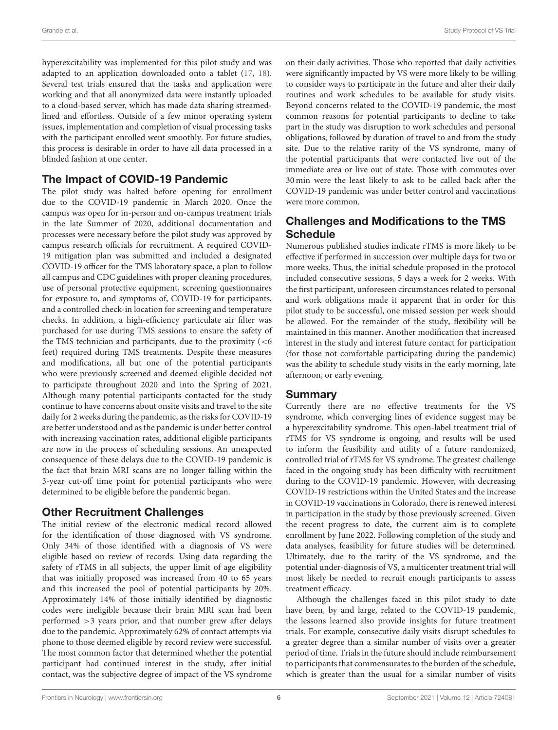hyperexcitability was implemented for this pilot study and was adapted to an application downloaded onto a tablet (17, 18). Several test trials ensured that the tasks and application were working and that all anonymized data were instantly uploaded to a cloud-based server, which has made data sharing streamedlined and effortless. Outside of a few minor operating system issues, implementation and completion of visual processing tasks with the participant enrolled went smoothly. For future studies, this process is desirable in order to have all data processed in a blinded fashion at one center.

## The Impact of COVID-19 Pandemic

The pilot study was halted before opening for enrollment due to the COVID-19 pandemic in March 2020. Once the campus was open for in-person and on-campus treatment trials in the late Summer of 2020, additional documentation and processes were necessary before the pilot study was approved by campus research officials for recruitment. A required COVID-19 mitigation plan was submitted and included a designated COVID-19 officer for the TMS laboratory space, a plan to follow all campus and CDC guidelines with proper cleaning procedures, use of personal protective equipment, screening questionnaires for exposure to, and symptoms of, COVID-19 for participants, and a controlled check-in location for screening and temperature checks. In addition, a high-efficiency particulate air filter was purchased for use during TMS sessions to ensure the safety of the TMS technician and participants, due to the proximity (<6 feet) required during TMS treatments. Despite these measures and modifications, all but one of the potential participants who were previously screened and deemed eligible decided not to participate throughout 2020 and into the Spring of 2021. Although many potential participants contacted for the study continue to have concerns about onsite visits and travel to the site daily for 2 weeks during the pandemic, as the risks for COVID-19 are better understood and as the pandemic is under better control with increasing vaccination rates, additional eligible participants are now in the process of scheduling sessions. An unexpected consequence of these delays due to the COVID-19 pandemic is the fact that brain MRI scans are no longer falling within the 3-year cut-off time point for potential participants who were determined to be eligible before the pandemic began.

## Other Recruitment Challenges

The initial review of the electronic medical record allowed for the identification of those diagnosed with VS syndrome. Only 34% of those identified with a diagnosis of VS were eligible based on review of records. Using data regarding the safety of rTMS in all subjects, the upper limit of age eligibility that was initially proposed was increased from 40 to 65 years and this increased the pool of potential participants by 20%. Approximately 14% of those initially identified by diagnostic codes were ineligible because their brain MRI scan had been performed >3 years prior, and that number grew after delays due to the pandemic. Approximately 62% of contact attempts via phone to those deemed eligible by record review were successful. The most common factor that determined whether the potential participant had continued interest in the study, after initial contact, was the subjective degree of impact of the VS syndrome on their daily activities. Those who reported that daily activities were significantly impacted by VS were more likely to be willing to consider ways to participate in the future and alter their daily routines and work schedules to be available for study visits. Beyond concerns related to the COVID-19 pandemic, the most common reasons for potential participants to decline to take part in the study was disruption to work schedules and personal obligations, followed by duration of travel to and from the study site. Due to the relative rarity of the VS syndrome, many of the potential participants that were contacted live out of the immediate area or live out of state. Those with commutes over 30 min were the least likely to ask to be called back after the COVID-19 pandemic was under better control and vaccinations were more common.

## Challenges and Modifications to the TMS Schedule

Numerous published studies indicate rTMS is more likely to be effective if performed in succession over multiple days for two or more weeks. Thus, the initial schedule proposed in the protocol included consecutive sessions, 5 days a week for 2 weeks. With the first participant, unforeseen circumstances related to personal and work obligations made it apparent that in order for this pilot study to be successful, one missed session per week should be allowed. For the remainder of the study, flexibility will be maintained in this manner. Another modification that increased interest in the study and interest future contact for participation (for those not comfortable participating during the pandemic) was the ability to schedule study visits in the early morning, late afternoon, or early evening.

## Summary

Currently there are no effective treatments for the VS syndrome, which converging lines of evidence suggest may be a hyperexcitability syndrome. This open-label treatment trial of rTMS for VS syndrome is ongoing, and results will be used to inform the feasibility and utility of a future randomized, controlled trial of rTMS for VS syndrome. The greatest challenge faced in the ongoing study has been difficulty with recruitment during to the COVID-19 pandemic. However, with decreasing COVID-19 restrictions within the United States and the increase in COVID-19 vaccinations in Colorado, there is renewed interest in participation in the study by those previously screened. Given the recent progress to date, the current aim is to complete enrollment by June 2022. Following completion of the study and data analyses, feasibility for future studies will be determined. Ultimately, due to the rarity of the VS syndrome, and the potential under-diagnosis of VS, a multicenter treatment trial will most likely be needed to recruit enough participants to assess treatment efficacy.

Although the challenges faced in this pilot study to date have been, by and large, related to the COVID-19 pandemic, the lessons learned also provide insights for future treatment trials. For example, consecutive daily visits disrupt schedules to a greater degree than a similar number of visits over a greater period of time. Trials in the future should include reimbursement to participants that commensurates to the burden of the schedule, which is greater than the usual for a similar number of visits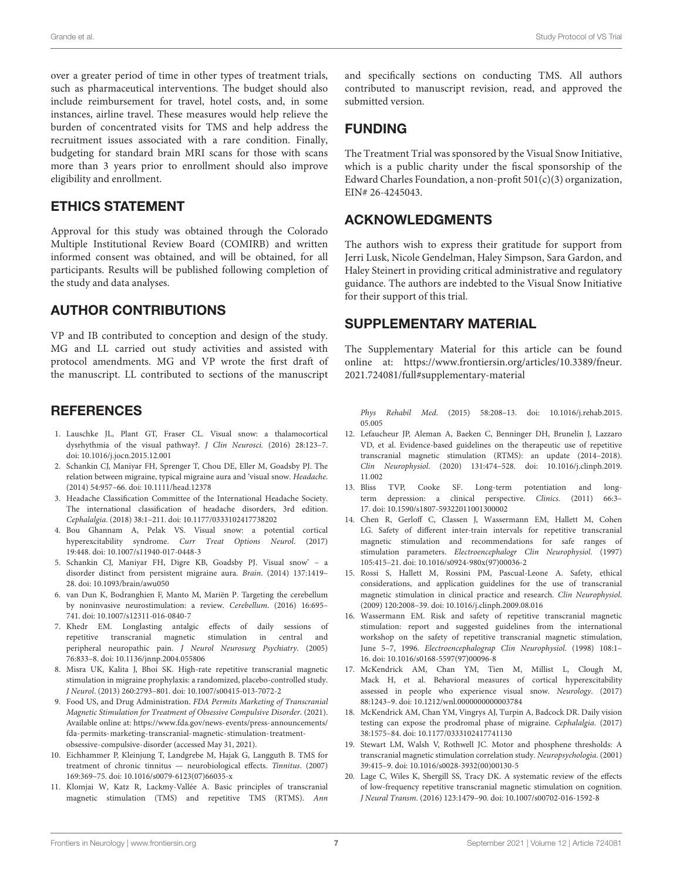over a greater period of time in other types of treatment trials, such as pharmaceutical interventions. The budget should also include reimbursement for travel, hotel costs, and, in some instances, airline travel. These measures would help relieve the burden of concentrated visits for TMS and help address the recruitment issues associated with a rare condition. Finally, budgeting for standard brain MRI scans for those with scans more than 3 years prior to enrollment should also improve eligibility and enrollment.

## ETHICS STATEMENT

Approval for this study was obtained through the Colorado Multiple Institutional Review Board (COMIRB) and written informed consent was obtained, and will be obtained, for all participants. Results will be published following completion of the study and data analyses.

## AUTHOR CONTRIBUTIONS

VP and IB contributed to conception and design of the study. MG and LL carried out study activities and assisted with protocol amendments. MG and VP wrote the first draft of the manuscript. LL contributed to sections of the manuscript and specifically sections on conducting TMS. All authors contributed to manuscript revision, read, and approved the submitted version.

## FUNDING

The Treatment Trial was sponsored by the Visual Snow Initiative, which is a public charity under the fiscal sponsorship of the Edward Charles Foundation, a non-profit 501(c)(3) organization, EIN# 26-4245043.

## ACKNOWLEDGMENTS

The authors wish to express their gratitude for support from Jerri Lusk, Nicole Gendelman, Haley Simpson, Sara Gardon, and Haley Steinert in providing critical administrative and regulatory guidance. The authors are indebted to the Visual Snow Initiative for their support of this trial.

## SUPPLEMENTARY MATERIAL

The Supplementary Material for this article can be found online at: https://www.frontiersin.org/articles/10.3389/fneur.2021.724081/full#supplementary-material

## REFERENCES

1. Lauschke JL, Plant GT, Fraser CL. Visual snow: a thalamocortical dysrhythmia of the visual pathway?. *J Clin Neurosci.* (2016) 28:123–7. doi: 10.1016/j.jocn.2015.12.001
2. Schankin CJ, Maniyar FH, Sprenger T, Chou DE, Eller M, Goadsby PJ. The relation between migraine, typical migraine aura and 'visual snow. *Headache*. (2014) 54:957–66. doi: 10.1111/head.12378
3. Headache Classification Committee of the International Headache Society. The international classification of headache disorders, 3rd edition. *Cephalalgia*. (2018) 38:1–211. doi: 10.1177/0333102417738202
4. Bou Ghannam A, Pelak VS. Visual snow: a potential cortical hyperexcitability syndrome. *Curr Treat Options Neurol*. (2017) 19:448. doi: 10.1007/s11940-017-0448-3
5. Schankin CJ, Maniyar FH, Digre KB, Goadsby PJ. Visual snow' – a disorder distinct from persistent migraine aura. *Brain*. (2014) 137:1419–28. doi: 10.1093/brain/awu050
6. van Dun K, Bodranghien F, Manto M, Mariën P. Targeting the cerebellum by noninvasive neurostimulation: a review. *Cerebellum*. (2016) 16:695–741. doi: 10.1007/s12311-016-0840-7
7. Khedr EM. Longlasting antalgic effects of daily sessions of repetitive transcranial magnetic stimulation in central and peripheral neuropathic pain. *J Neurol Neurosurg Psychiatry*. (2005) 76:833–8. doi: 10.1136/jnnp.2004.055806
8. Misra UK, Kalita J, Bhoi SK. High-rate repetitive transcranial magnetic stimulation in migraine prophylaxis: a randomized, placebo-controlled study. *J Neurol*. (2013) 260:2793–801. doi: 10.1007/s00415-013-7072-2
9. Food US, and Drug Administration. *FDA Permits Marketing of Transcranial Magnetic Stimulation for Treatment of Obsessive Compulsive Disorder*. (2021). Available online at: https://www.fda.gov/news-events/press-announcements/fda-permits-marketing-transcranial-magnetic-stimulation-treatment-obsessive-compulsive-disorder (accessed May 31, 2021).
10. Eichhammer P, Kleinjung T, Landgrebe M, Hajak G, Langguth B. TMS for treatment of chronic tinnitus — neurobiological effects. *Tinnitus*. (2007) 169:369–75. doi: 10.1016/s0079-6123(07)66035-x
11. Klomjai W, Katz R, Lackmy-Vallée A. Basic principles of transcranial magnetic stimulation (TMS) and repetitive TMS (RTMS). *Ann Phys Rehabil Med*. (2015) 58:208–13. doi: 10.1016/j.rehab.2015.05.005
12. Lefaucheur JP, Aleman A, Baeken C, Benninger DH, Brunelin J, Lazzaro VD, et al. Evidence-based guidelines on the therapeutic use of repetitive transcranial magnetic stimulation (RTMS): an update (2014–2018). *Clin Neurophysiol*. (2020) 131:474–528. doi: 10.1016/j.clinph.2019.11.002
13. Bliss TVP, Cooke SF. Long-term potentiation and long-term depression: a clinical perspective. *Clinics.* (2011) 66:3–17. doi: 10.1590/s1807-59322011001300002
14. Chen R, Gerloff C, Classen J, Wassermann EM, Hallett M, Cohen LG. Safety of different inter-train intervals for repetitive transcranial magnetic stimulation and recommendations for safe ranges of stimulation parameters. *Electroencephalogr Clin Neurophysiol*. (1997) 105:415–21. doi: 10.1016/s0924-980x(97)00036-2
15. Rossi S, Hallett M, Rossini PM, Pascual-Leone A. Safety, ethical considerations, and application guidelines for the use of transcranial magnetic stimulation in clinical practice and research. *Clin Neurophysiol.* (2009) 120:2008–39. doi: 10.1016/j.clinph.2009.08.016
16. Wassermann EM. Risk and safety of repetitive transcranial magnetic stimulation: report and suggested guidelines from the international workshop on the safety of repetitive transcranial magnetic stimulation, June 5–7, 1996. *Electroencephalograp Clin Neurophysiol*. (1998) 108:1–16. doi: 10.1016/s0168-5597(97)00096-8
17. McKendrick AM, Chan YM, Tien M, Millist L, Clough M, Mack H, et al. Behavioral measures of cortical hyperexcitability assessed in people who experience visual snow. *Neurology*. (2017) 88:1243–9. doi: 10.1212/wnl.0000000000003784
18. McKendrick AM, Chan YM, Vingrys AJ, Turpin A, Badcock DR. Daily vision testing can expose the prodromal phase of migraine. *Cephalalgia*. (2017) 38:1575–84. doi: 10.1177/0333102417741130
19. Stewart LM, Walsh V, Rothwell JC. Motor and phosphene thresholds: A transcranial magnetic stimulation correlation study. *Neuropsychologia*. (2001) 39:415–9. doi: 10.1016/s0028-3932(00)00130-5
20. Lage C, Wiles K, Shergill SS, Tracy DK. A systematic review of the effects of low-frequency repetitive transcranial magnetic stimulation on cognition. *J Neural Transm*. (2016) 123:1479–90. doi: 10.1007/s00702-016-1592-8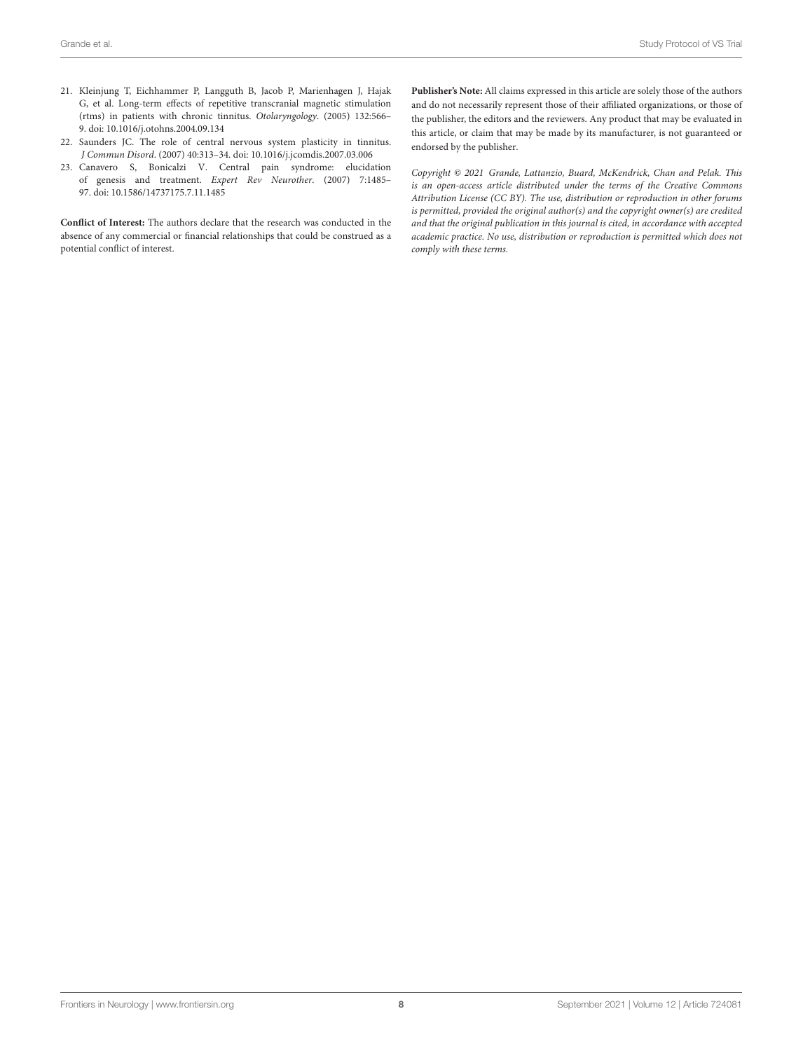21. Kleinjung T, Eichhammer P, Langguth B, Jacob P, Marienhagen J, Hajak G, et al. Long-term effects of repetitive transcranial magnetic stimulation (rtms) in patients with chronic tinnitus. *Otolaryngology*. (2005) 132:566–9. doi: 10.1016/j.otohns.2004.09.134
22. Saunders JC. The role of central nervous system plasticity in tinnitus. *J Commun Disord*. (2007) 40:313–34. doi: 10.1016/j.jcomdis.2007.03.006
23. Canavero S, Bonicalzi V. Central pain syndrome: elucidation of genesis and treatment. *Expert Rev Neurother*. (2007) 7:1485–97. doi: 10.1586/14737175.7.11.1485

**Conflict of Interest:** The authors declare that the research was conducted in the absence of any commercial or financial relationships that could be construed as a potential conflict of interest.

**Publisher's Note:** All claims expressed in this article are solely those of the authors and do not necessarily represent those of their affiliated organizations, or those of the publisher, the editors and the reviewers. Any product that may be evaluated in this article, or claim that may be made by its manufacturer, is not guaranteed or endorsed by the publisher.

*Copyright © 2021 Grande, Lattanzio, Buard, McKendrick, Chan and Pelak. This is an open-access article distributed under the terms of the Creative Commons Attribution License (CC BY). The use, distribution or reproduction in other forums is permitted, provided the original author(s) and the copyright owner(s) are credited and that the original publication in this journal is cited, in accordance with accepted academic practice. No use, distribution or reproduction is permitted which does not comply with these terms.*